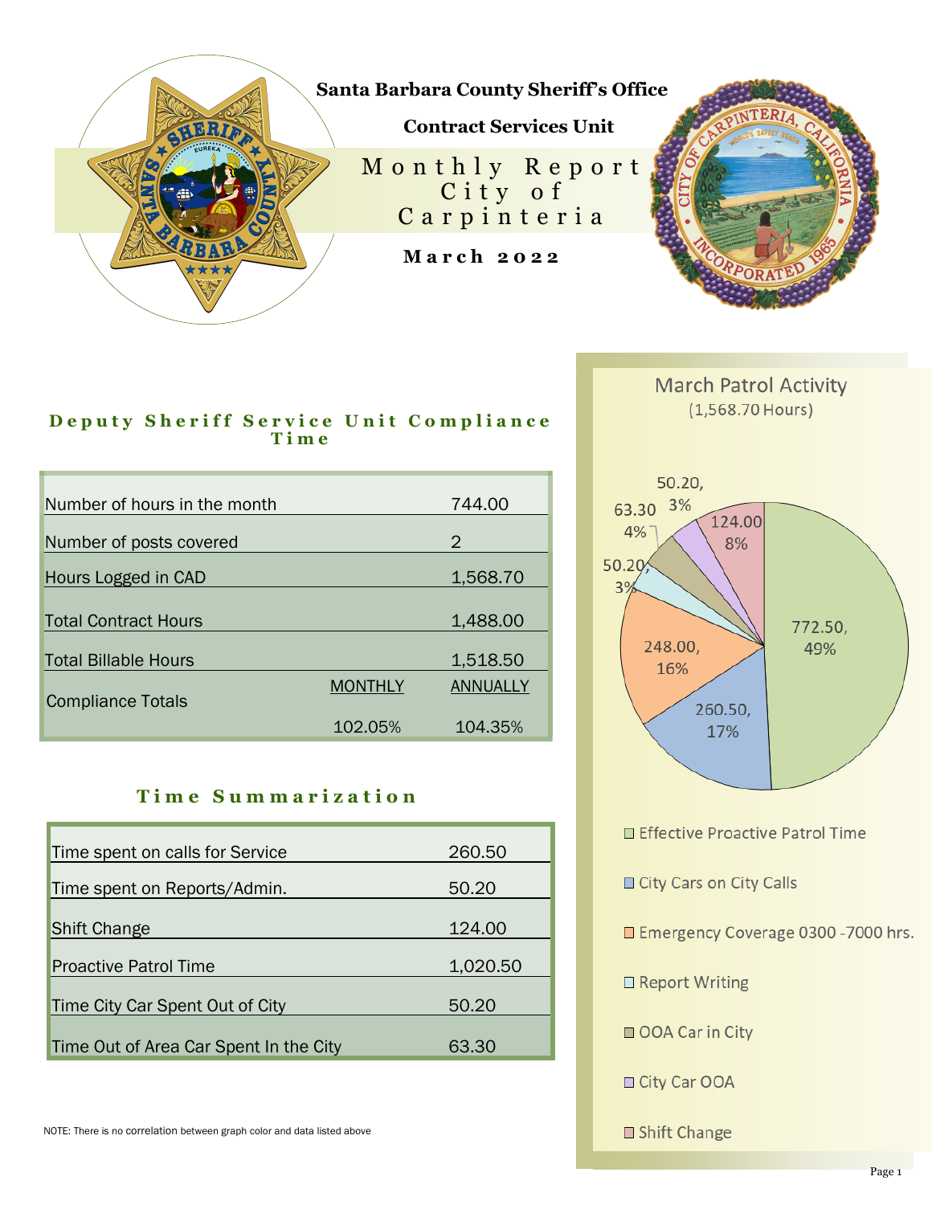# Santa Barbara County Sheriff's Office

## Contract Services Unit

# Monthly Report City of Carpinteria

**March 2022**

### Deputy Sheriff Service Unit Compliance Time

| | | |
|---|---|---|
| Number of hours in the month | | 744.00 |
| Number of posts covered | | 2 |
| Hours Logged in CAD | | 1,568.70 |
| Total Contract Hours | | 1,488.00 |
| Total Billable Hours | | 1,518.50 |
| Compliance Totals | MONTHLY | ANNUALLY |
| | 102.05% | 104.35% |

### Time Summarization

| | |
|---|---|
| Time spent on calls for Service | 260.50 |
| Time spent on Reports/Admin. | 50.20 |
| Shift Change | 124.00 |
| Proactive Patrol Time | 1,020.50 |
| Time City Car Spent Out of City | 50.20 |
| Time Out of Area Car Spent In the City | 63.30 |

NOTE: There is no correlation between graph color and data listed above

### March Patrol Activity
(1,568.70 Hours)

| Category | Hours | Percent |
|---|---|---|
| Effective Proactive Patrol Time | 772.50 | 49% |
| City Cars on City Calls | 260.50 | 17% |
| Emergency Coverage 0300 -7000 hrs. | 248.00 | 16% |
| Report Writing | 50.20 | 3% |
| OOA Car in City | 63.30 | 4% |
| City Car OOA | 50.20 | 3% |
| Shift Change | 124.00 | 8% |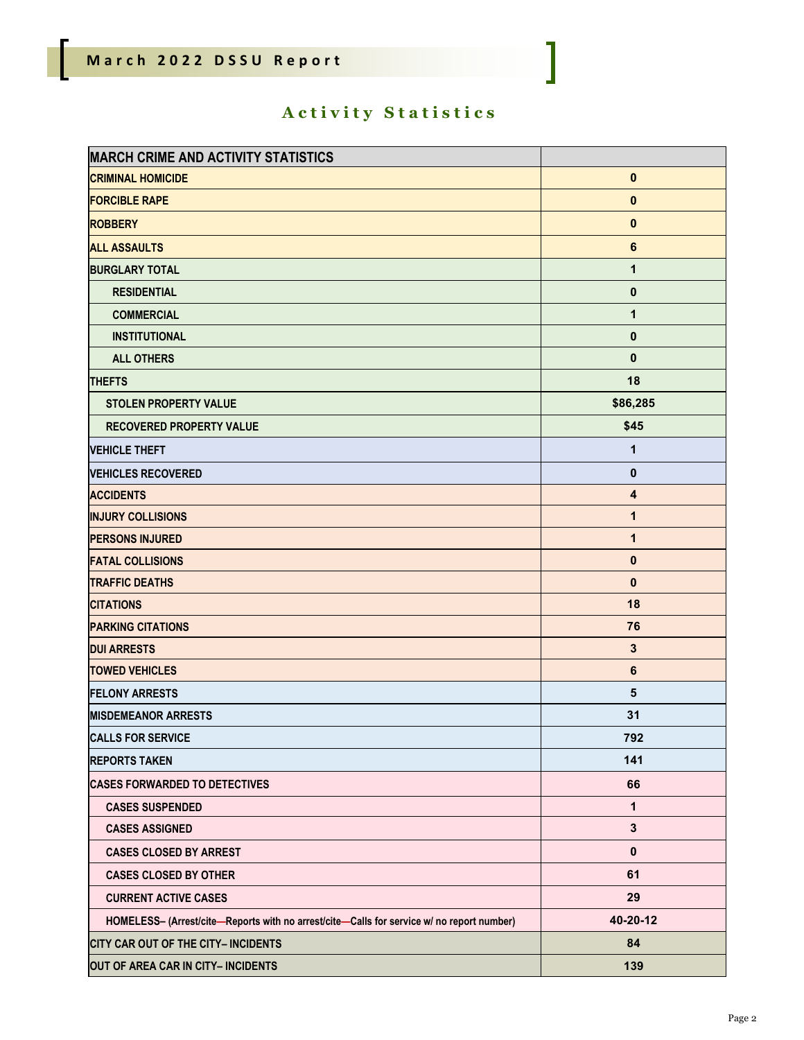## March 2022 DSSU Report

## Activity Statistics

| MARCH CRIME AND ACTIVITY STATISTICS | |
|---|---|
| CRIMINAL HOMICIDE | 0 |
| FORCIBLE RAPE | 0 |
| ROBBERY | 0 |
| ALL ASSAULTS | 6 |
| BURGLARY TOTAL | 1 |
| RESIDENTIAL | 0 |
| COMMERCIAL | 1 |
| INSTITUTIONAL | 0 |
| ALL OTHERS | 0 |
| THEFTS | 18 |
| STOLEN PROPERTY VALUE | $86,285 |
| RECOVERED PROPERTY VALUE | $45 |
| VEHICLE THEFT | 1 |
| VEHICLES RECOVERED | 0 |
| ACCIDENTS | 4 |
| INJURY COLLISIONS | 1 |
| PERSONS INJURED | 1 |
| FATAL COLLISIONS | 0 |
| TRAFFIC DEATHS | 0 |
| CITATIONS | 18 |
| PARKING CITATIONS | 76 |
| DUI ARRESTS | 3 |
| TOWED VEHICLES | 6 |
| FELONY ARRESTS | 5 |
| MISDEMEANOR ARRESTS | 31 |
| CALLS FOR SERVICE | 792 |
| REPORTS TAKEN | 141 |
| CASES FORWARDED TO DETECTIVES | 66 |
| CASES SUSPENDED | 1 |
| CASES ASSIGNED | 3 |
| CASES CLOSED BY ARREST | 0 |
| CASES CLOSED BY OTHER | 61 |
| CURRENT ACTIVE CASES | 29 |
| HOMELESS– (Arrest/cite—Reports with no arrest/cite—Calls for service w/ no report number) | 40-20-12 |
| CITY CAR OUT OF THE CITY– INCIDENTS | 84 |
| OUT OF AREA CAR IN CITY– INCIDENTS | 139 |